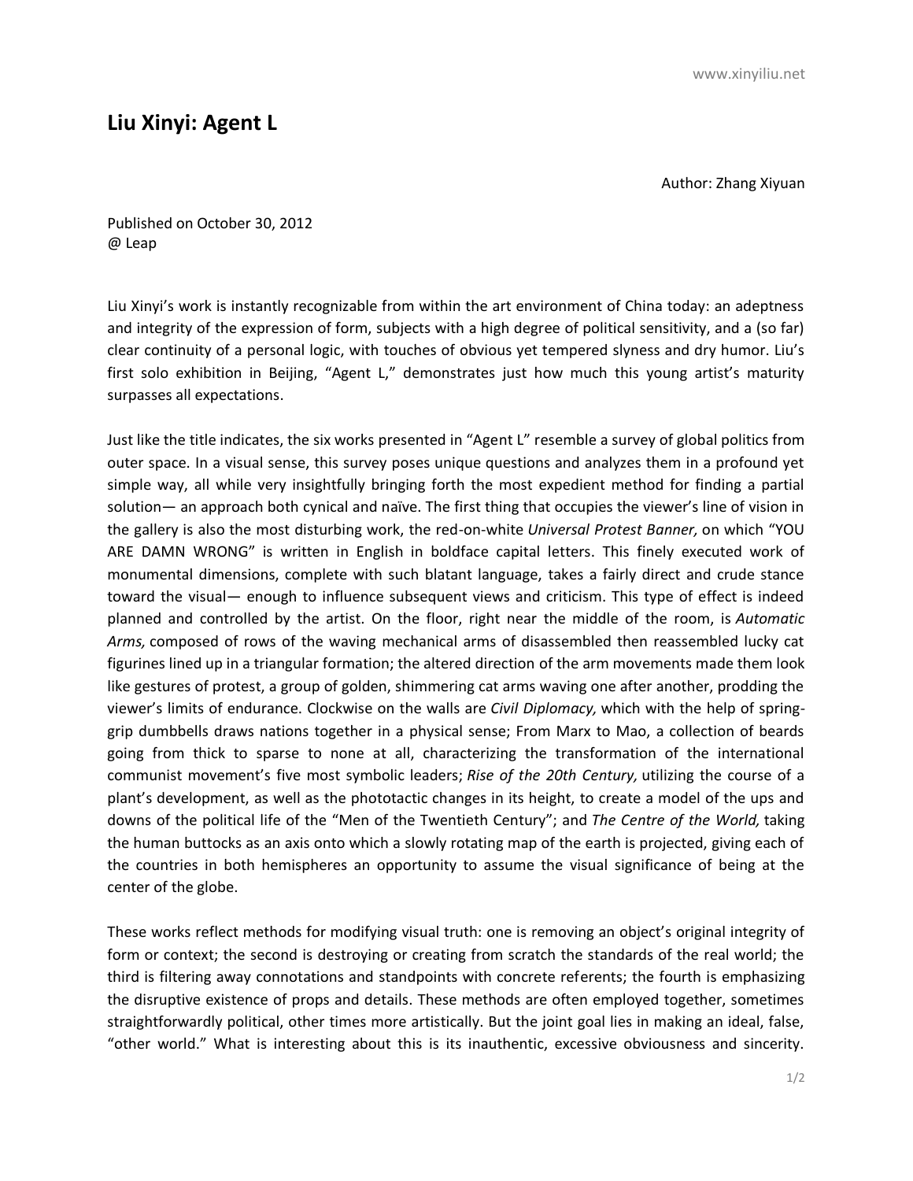# Liu Xinyi: Agent L

Author: Zhang Xiyuan

Published on October 30, 2012
@ Leap

Liu Xinyi's work is instantly recognizable from within the art environment of China today: an adeptness and integrity of the expression of form, subjects with a high degree of political sensitivity, and a (so far) clear continuity of a personal logic, with touches of obvious yet tempered slyness and dry humor. Liu's first solo exhibition in Beijing, "Agent L," demonstrates just how much this young artist's maturity surpasses all expectations.

Just like the title indicates, the six works presented in "Agent L" resemble a survey of global politics from outer space. In a visual sense, this survey poses unique questions and analyzes them in a profound yet simple way, all while very insightfully bringing forth the most expedient method for finding a partial solution— an approach both cynical and naïve. The first thing that occupies the viewer's line of vision in the gallery is also the most disturbing work, the red-on-white *Universal Protest Banner,* on which "YOU ARE DAMN WRONG" is written in English in boldface capital letters. This finely executed work of monumental dimensions, complete with such blatant language, takes a fairly direct and crude stance toward the visual— enough to influence subsequent views and criticism. This type of effect is indeed planned and controlled by the artist. On the floor, right near the middle of the room, is *Automatic Arms,* composed of rows of the waving mechanical arms of disassembled then reassembled lucky cat figurines lined up in a triangular formation; the altered direction of the arm movements made them look like gestures of protest, a group of golden, shimmering cat arms waving one after another, prodding the viewer's limits of endurance. Clockwise on the walls are *Civil Diplomacy,* which with the help of spring-grip dumbbells draws nations together in a physical sense; From Marx to Mao, a collection of beards going from thick to sparse to none at all, characterizing the transformation of the international communist movement's five most symbolic leaders; *Rise of the 20th Century,* utilizing the course of a plant's development, as well as the phototactic changes in its height, to create a model of the ups and downs of the political life of the "Men of the Twentieth Century"; and *The Centre of the World,* taking the human buttocks as an axis onto which a slowly rotating map of the earth is projected, giving each of the countries in both hemispheres an opportunity to assume the visual significance of being at the center of the globe.

These works reflect methods for modifying visual truth: one is removing an object's original integrity of form or context; the second is destroying or creating from scratch the standards of the real world; the third is filtering away connotations and standpoints with concrete referents; the fourth is emphasizing the disruptive existence of props and details. These methods are often employed together, sometimes straightforwardly political, other times more artistically. But the joint goal lies in making an ideal, false, "other world." What is interesting about this is its inauthentic, excessive obviousness and sincerity.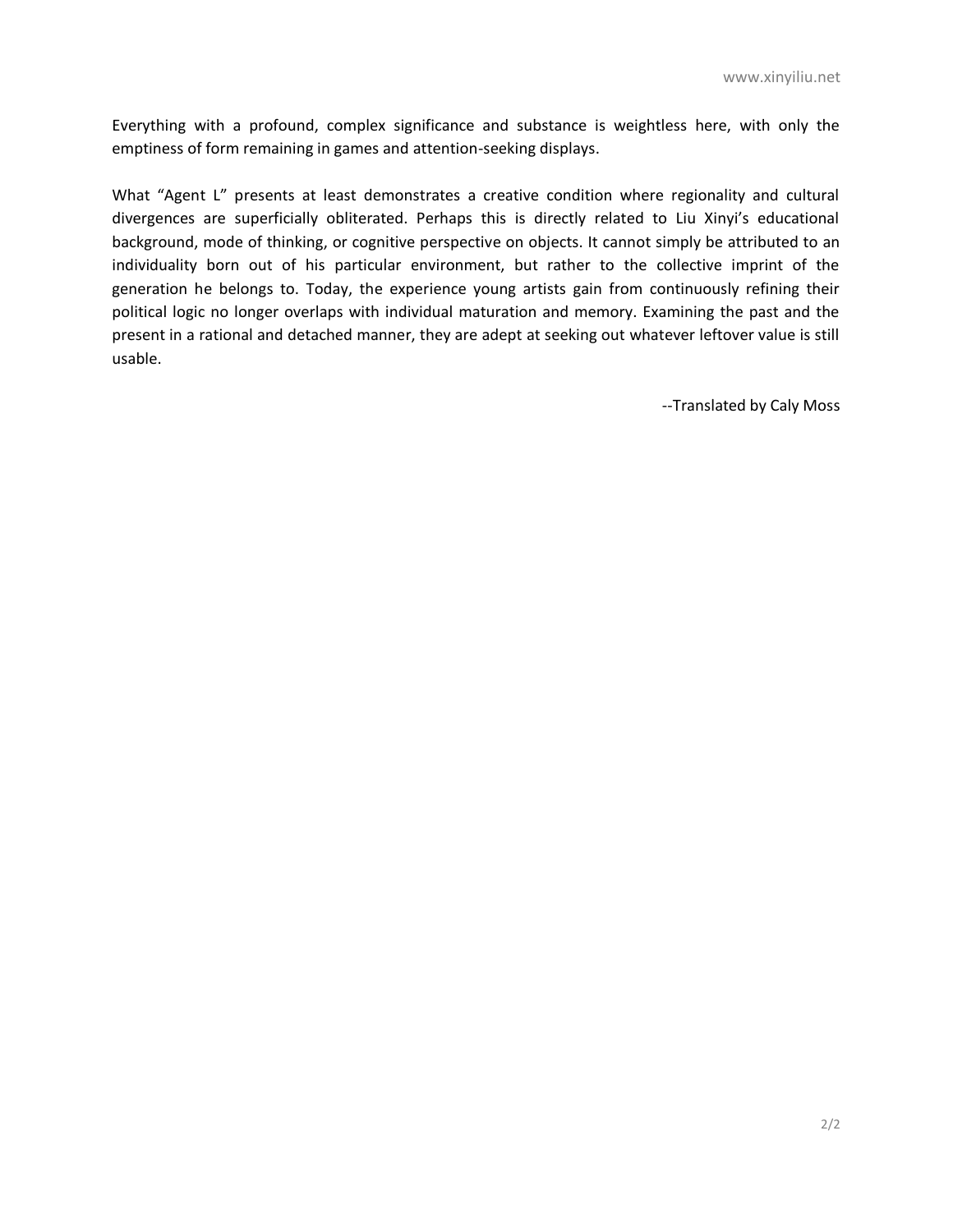Everything with a profound, complex significance and substance is weightless here, with only the emptiness of form remaining in games and attention-seeking displays.

What "Agent L" presents at least demonstrates a creative condition where regionality and cultural divergences are superficially obliterated. Perhaps this is directly related to Liu Xinyi's educational background, mode of thinking, or cognitive perspective on objects. It cannot simply be attributed to an individuality born out of his particular environment, but rather to the collective imprint of the generation he belongs to. Today, the experience young artists gain from continuously refining their political logic no longer overlaps with individual maturation and memory. Examining the past and the present in a rational and detached manner, they are adept at seeking out whatever leftover value is still usable.

--Translated by Caly Moss